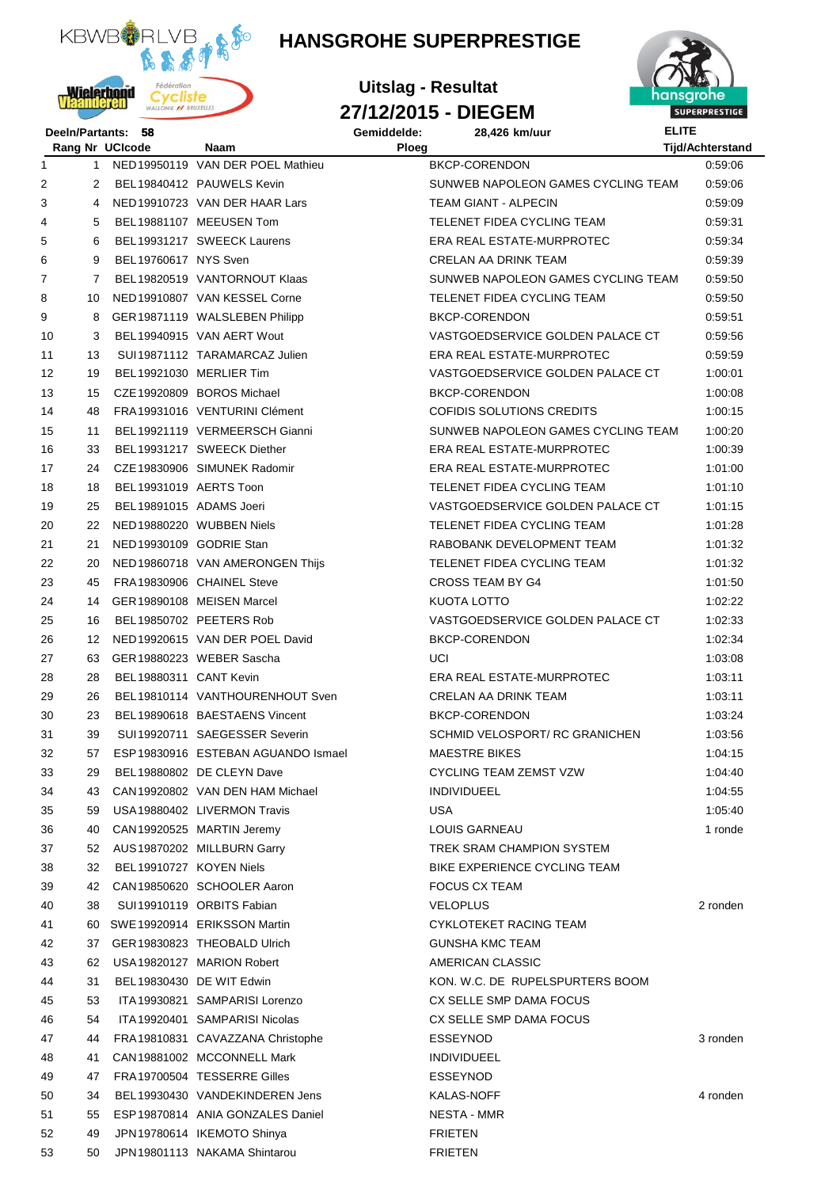# HANSGROHE SUPERPRESTIGE

## Uitslag - Resultat

## 27/12/2015 - DIEGEM

Deeln/Partants: 58 | Gemiddelde: 28,426 km/uur | ELITE

| Rang | Nr | UCIcode | Naam | Ploeg | Tijd/Achterstand |
|---|---|---|---|---|---|
| 1 | 1 | NED19950119 | VAN DER POEL Mathieu | BKCP-CORENDON | 0:59:06 |
| 2 | 2 | BEL19840412 | PAUWELS Kevin | SUNWEB NAPOLEON GAMES CYCLING TEAM | 0:59:06 |
| 3 | 4 | NED19910723 | VAN DER HAAR Lars | TEAM GIANT - ALPECIN | 0:59:09 |
| 4 | 5 | BEL19881107 | MEEUSEN Tom | TELENET FIDEA CYCLING TEAM | 0:59:31 |
| 5 | 6 | BEL19931217 | SWEECK Laurens | ERA REAL ESTATE-MURPROTEC | 0:59:34 |
| 6 | 9 | BEL19760617 | NYS Sven | CRELAN AA DRINK TEAM | 0:59:39 |
| 7 | 7 | BEL19820519 | VANTORNOUT Klaas | SUNWEB NAPOLEON GAMES CYCLING TEAM | 0:59:50 |
| 8 | 10 | NED19910807 | VAN KESSEL Corne | TELENET FIDEA CYCLING TEAM | 0:59:50 |
| 9 | 8 | GER19871119 | WALSLEBEN Philipp | BKCP-CORENDON | 0:59:51 |
| 10 | 3 | BEL19940915 | VAN AERT Wout | VASTGOEDSERVICE GOLDEN PALACE CT | 0:59:56 |
| 11 | 13 | SUI19871112 | TARAMARCAZ Julien | ERA REAL ESTATE-MURPROTEC | 0:59:59 |
| 12 | 19 | BEL19921030 | MERLIER Tim | VASTGOEDSERVICE GOLDEN PALACE CT | 1:00:01 |
| 13 | 15 | CZE19920809 | BOROS Michael | BKCP-CORENDON | 1:00:08 |
| 14 | 48 | FRA19931016 | VENTURINI Clément | COFIDIS SOLUTIONS CREDITS | 1:00:15 |
| 15 | 11 | BEL19921119 | VERMEERSCH Gianni | SUNWEB NAPOLEON GAMES CYCLING TEAM | 1:00:20 |
| 16 | 33 | BEL19931217 | SWEECK Diether | ERA REAL ESTATE-MURPROTEC | 1:00:39 |
| 17 | 24 | CZE19830906 | SIMUNEK Radomir | ERA REAL ESTATE-MURPROTEC | 1:01:00 |
| 18 | 18 | BEL19931019 | AERTS Toon | TELENET FIDEA CYCLING TEAM | 1:01:10 |
| 19 | 25 | BEL19891015 | ADAMS Joeri | VASTGOEDSERVICE GOLDEN PALACE CT | 1:01:15 |
| 20 | 22 | NED19880220 | WUBBEN Niels | TELENET FIDEA CYCLING TEAM | 1:01:28 |
| 21 | 21 | NED19930109 | GODRIE Stan | RABOBANK DEVELOPMENT TEAM | 1:01:32 |
| 22 | 20 | NED19860718 | VAN AMERONGEN Thijs | TELENET FIDEA CYCLING TEAM | 1:01:32 |
| 23 | 45 | FRA19830906 | CHAINEL Steve | CROSS TEAM BY G4 | 1:01:50 |
| 24 | 14 | GER19890108 | MEISEN Marcel | KUOTA LOTTO | 1:02:22 |
| 25 | 16 | BEL19850702 | PEETERS Rob | VASTGOEDSERVICE GOLDEN PALACE CT | 1:02:33 |
| 26 | 12 | NED19920615 | VAN DER POEL David | BKCP-CORENDON | 1:02:34 |
| 27 | 63 | GER19880223 | WEBER Sascha | UCI | 1:03:08 |
| 28 | 28 | BEL19880311 | CANT Kevin | ERA REAL ESTATE-MURPROTEC | 1:03:11 |
| 29 | 26 | BEL19810114 | VANTHOURENHOUT Sven | CRELAN AA DRINK TEAM | 1:03:11 |
| 30 | 23 | BEL19890618 | BAESTAENS Vincent | BKCP-CORENDON | 1:03:24 |
| 31 | 39 | SUI19920711 | SAEGESSER Severin | SCHMID VELOSPORT/ RC GRANICHEN | 1:03:56 |
| 32 | 57 | ESP19830916 | ESTEBAN AGUANDO Ismael | MAESTRE BIKES | 1:04:15 |
| 33 | 29 | BEL19880802 | DE CLEYN Dave | CYCLING TEAM ZEMST VZW | 1:04:40 |
| 34 | 43 | CAN19920802 | VAN DEN HAM Michael | INDIVIDUEEL | 1:04:55 |
| 35 | 59 | USA19880402 | LIVERMON Travis | USA | 1:05:40 |
| 36 | 40 | CAN19920525 | MARTIN Jeremy | LOUIS GARNEAU | 1 ronde |
| 37 | 52 | AUS19870202 | MILLBURN Garry | TREK SRAM CHAMPION SYSTEM | |
| 38 | 32 | BEL19910727 | KOYEN Niels | BIKE EXPERIENCE CYCLING TEAM | |
| 39 | 42 | CAN19850620 | SCHOOLER Aaron | FOCUS CX TEAM | |
| 40 | 38 | SUI19910119 | ORBITS Fabian | VELOPLUS | 2 ronden |
| 41 | 60 | SWE19920914 | ERIKSSON Martin | CYKLOTEKET RACING TEAM | |
| 42 | 37 | GER19830823 | THEOBALD Ulrich | GUNSHA KMC TEAM | |
| 43 | 62 | USA19820127 | MARION Robert | AMERICAN CLASSIC | |
| 44 | 31 | BEL19830430 | DE WIT Edwin | KON. W.C. DE RUPELSPURTERS BOOM | |
| 45 | 53 | ITA19930821 | SAMPARISI Lorenzo | CX SELLE SMP DAMA FOCUS | |
| 46 | 54 | ITA19920401 | SAMPARISI Nicolas | CX SELLE SMP DAMA FOCUS | |
| 47 | 44 | FRA19810831 | CAVAZZANA Christophe | ESSEYNOD | 3 ronden |
| 48 | 41 | CAN19881002 | MCCONNELL Mark | INDIVIDUEEL | |
| 49 | 47 | FRA19700504 | TESSERRE Gilles | ESSEYNOD | |
| 50 | 34 | BEL19930430 | VANDEKINDEREN Jens | KALAS-NOFF | 4 ronden |
| 51 | 55 | ESP19870814 | ANIA GONZALES Daniel | NESTA - MMR | |
| 52 | 49 | JPN19780614 | IKEMOTO Shinya | FRIETEN | |
| 53 | 50 | JPN19801113 | NAKAMA Shintarou | FRIETEN | |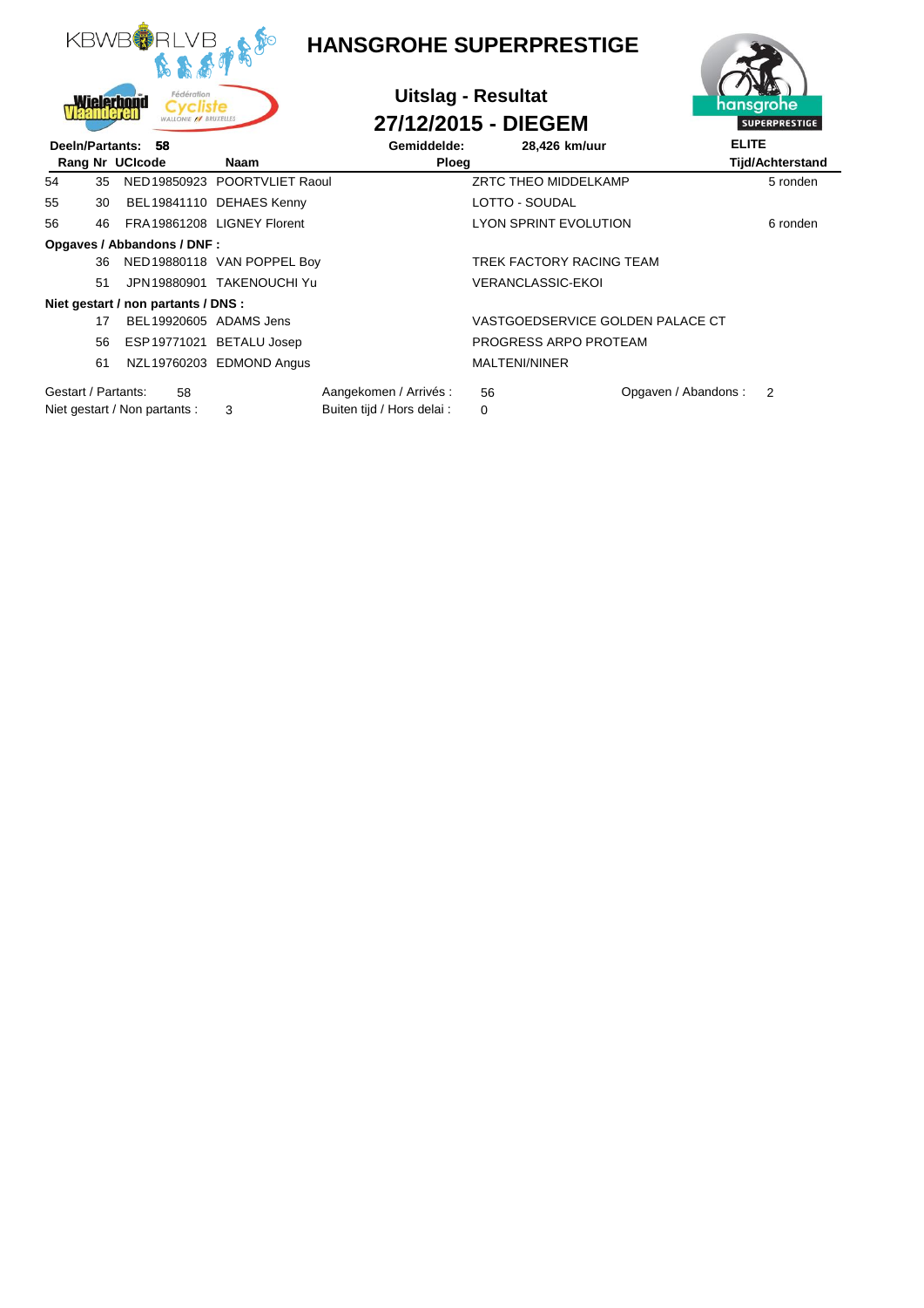KBWB RLVB

Wielerbond Vlaanderen

Fédération Cycliste Wallonie Bruxelles

# HANSGROHE SUPERPRESTIGE

## Uitslag - Resultat

## 27/12/2015 - DIEGEM

hansgrohe SUPERPRESTIGE

**Deeln/Partants: 58** **Gemiddelde: 28,426 km/uur** **ELITE**

| Rang | Nr | UCIcode | Naam | Ploeg | Tijd/Achterstand |
|---|---|---|---|---|---|
| 54 | 35 | NED 19850923 | POORTVLIET Raoul | ZRTC THEO MIDDELKAMP | 5 ronden |
| 55 | 30 | BEL 19841110 | DEHAES Kenny | LOTTO - SOUDAL | |
| 56 | 46 | FRA 19861208 | LIGNEY Florent | LYON SPRINT EVOLUTION | 6 ronden |
| **Opgaves / Abbandons / DNF :** | | | | | |
| | 36 | NED 19880118 | VAN POPPEL Boy | TREK FACTORY RACING TEAM | |
| | 51 | JPN 19880901 | TAKENOUCHI Yu | VERANCLASSIC-EKOI | |
| **Niet gestart / non partants / DNS :** | | | | | |
| | 17 | BEL 19920605 | ADAMS Jens | VASTGOEDSERVICE GOLDEN PALACE CT | |
| | 56 | ESP 19771021 | BETALU Josep | PROGRESS ARPO PROTEAM | |
| | 61 | NZL 19760203 | EDMOND Angus | MALTENI/NINER | |

Gestart / Partants: 58 Aangekomen / Arrivés : 56 Opgaven / Abandons : 2

Niet gestart / Non partants : 3 Buiten tijd / Hors delai : 0